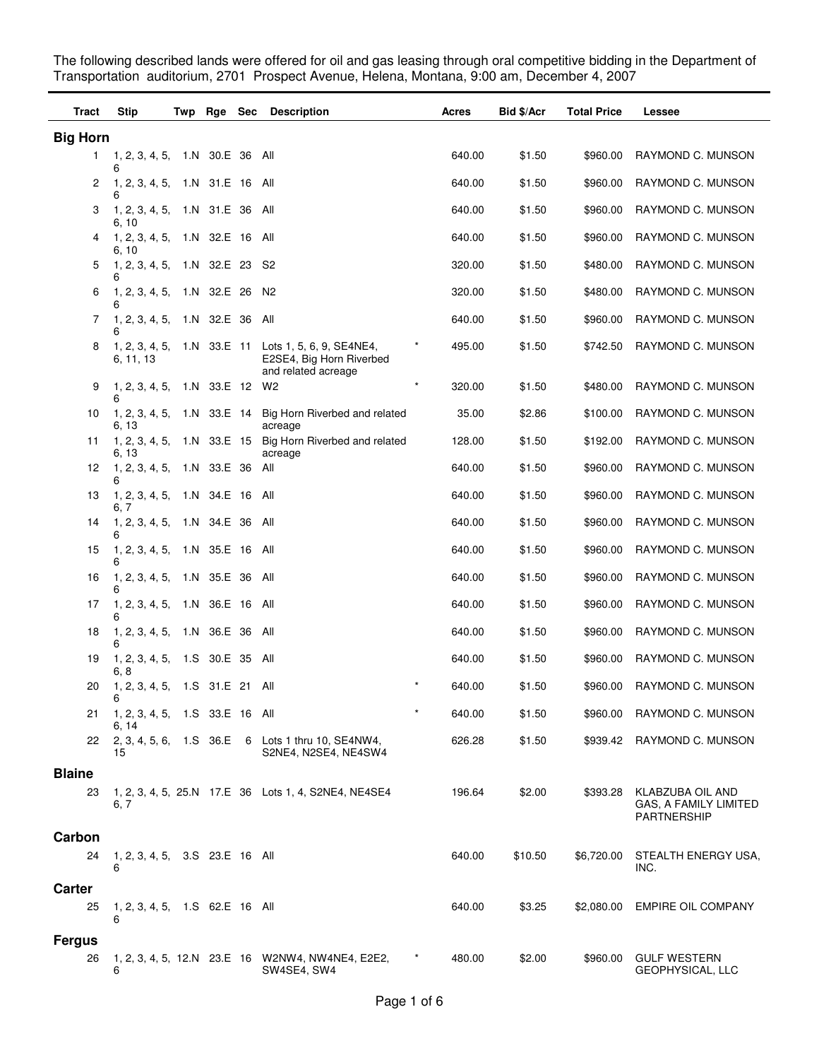The following described lands were offered for oil and gas leasing through oral competitive bidding in the Department of Transportation auditorium, 2701 Prospect Avenue, Helena, Montana, 9:00 am, December 4, 2007

| Tract | Stip | Twp | Rge | Sec | Description | | Acres | Bid $/Acr | Total Price | Lessee |
|---|---|---|---|---|---|---|---|---|---|---|
| **Big Horn** | | | | | | | | | | |
| 1 | 1, 2, 3, 4, 5, 6 | 1.N | 30.E | 36 | All | | 640.00 | $1.50 | $960.00 | RAYMOND C. MUNSON |
| 2 | 1, 2, 3, 4, 5, 6 | 1.N | 31.E | 16 | All | | 640.00 | $1.50 | $960.00 | RAYMOND C. MUNSON |
| 3 | 1, 2, 3, 4, 5, 6, 10 | 1.N | 31.E | 36 | All | | 640.00 | $1.50 | $960.00 | RAYMOND C. MUNSON |
| 4 | 1, 2, 3, 4, 5, 6, 10 | 1.N | 32.E | 16 | All | | 640.00 | $1.50 | $960.00 | RAYMOND C. MUNSON |
| 5 | 1, 2, 3, 4, 5, 6 | 1.N | 32.E | 23 | S2 | | 320.00 | $1.50 | $480.00 | RAYMOND C. MUNSON |
| 6 | 1, 2, 3, 4, 5, 6 | 1.N | 32.E | 26 | N2 | | 320.00 | $1.50 | $480.00 | RAYMOND C. MUNSON |
| 7 | 1, 2, 3, 4, 5, 6 | 1.N | 32.E | 36 | All | | 640.00 | $1.50 | $960.00 | RAYMOND C. MUNSON |
| 8 | 1, 2, 3, 4, 5, 6, 11, 13 | 1.N | 33.E | 11 | Lots 1, 5, 6, 9, SE4NE4, E2SE4, Big Horn Riverbed and related acreage | * | 495.00 | $1.50 | $742.50 | RAYMOND C. MUNSON |
| 9 | 1, 2, 3, 4, 5, 6 | 1.N | 33.E | 12 | W2 | * | 320.00 | $1.50 | $480.00 | RAYMOND C. MUNSON |
| 10 | 1, 2, 3, 4, 5, 6, 13 | 1.N | 33.E | 14 | Big Horn Riverbed and related acreage | | 35.00 | $2.86 | $100.00 | RAYMOND C. MUNSON |
| 11 | 1, 2, 3, 4, 5, 6, 13 | 1.N | 33.E | 15 | Big Horn Riverbed and related acreage | | 128.00 | $1.50 | $192.00 | RAYMOND C. MUNSON |
| 12 | 1, 2, 3, 4, 5, 6 | 1.N | 33.E | 36 | All | | 640.00 | $1.50 | $960.00 | RAYMOND C. MUNSON |
| 13 | 1, 2, 3, 4, 5, 6, 7 | 1.N | 34.E | 16 | All | | 640.00 | $1.50 | $960.00 | RAYMOND C. MUNSON |
| 14 | 1, 2, 3, 4, 5, 6 | 1.N | 34.E | 36 | All | | 640.00 | $1.50 | $960.00 | RAYMOND C. MUNSON |
| 15 | 1, 2, 3, 4, 5, 6 | 1.N | 35.E | 16 | All | | 640.00 | $1.50 | $960.00 | RAYMOND C. MUNSON |
| 16 | 1, 2, 3, 4, 5, 6 | 1.N | 35.E | 36 | All | | 640.00 | $1.50 | $960.00 | RAYMOND C. MUNSON |
| 17 | 1, 2, 3, 4, 5, 6 | 1.N | 36.E | 16 | All | | 640.00 | $1.50 | $960.00 | RAYMOND C. MUNSON |
| 18 | 1, 2, 3, 4, 5, 6 | 1.N | 36.E | 36 | All | | 640.00 | $1.50 | $960.00 | RAYMOND C. MUNSON |
| 19 | 1, 2, 3, 4, 5, 6, 8 | 1.S | 30.E | 35 | All | | 640.00 | $1.50 | $960.00 | RAYMOND C. MUNSON |
| 20 | 1, 2, 3, 4, 5, 6 | 1.S | 31.E | 21 | All | * | 640.00 | $1.50 | $960.00 | RAYMOND C. MUNSON |
| 21 | 1, 2, 3, 4, 5, 6, 14 | 1.S | 33.E | 16 | All | * | 640.00 | $1.50 | $960.00 | RAYMOND C. MUNSON |
| 22 | 2, 3, 4, 5, 6, 15 | 1.S | 36.E | 6 | Lots 1 thru 10, SE4NW4, S2NE4, N2SE4, NE4SW4 | | 626.28 | $1.50 | $939.42 | RAYMOND C. MUNSON |
| **Blaine** | | | | | | | | | | |
| 23 | 1, 2, 3, 4, 5, 6, 7 | 25.N | 17.E | 36 | Lots 1, 4, S2NE4, NE4SE4 | | 196.64 | $2.00 | $393.28 | KLABZUBA OIL AND GAS, A FAMILY LIMITED PARTNERSHIP |
| **Carbon** | | | | | | | | | | |
| 24 | 1, 2, 3, 4, 5, 6 | 3.S | 23.E | 16 | All | | 640.00 | $10.50 | $6,720.00 | STEALTH ENERGY USA, INC. |
| **Carter** | | | | | | | | | | |
| 25 | 1, 2, 3, 4, 5, 6 | 1.S | 62.E | 16 | All | | 640.00 | $3.25 | $2,080.00 | EMPIRE OIL COMPANY |
| **Fergus** | | | | | | | | | | |
| 26 | 1, 2, 3, 4, 5, 6 | 12.N | 23.E | 16 | W2NW4, NW4NE4, E2E2, SW4SE4, SW4 | * | 480.00 | $2.00 | $960.00 | GULF WESTERN GEOPHYSICAL, LLC |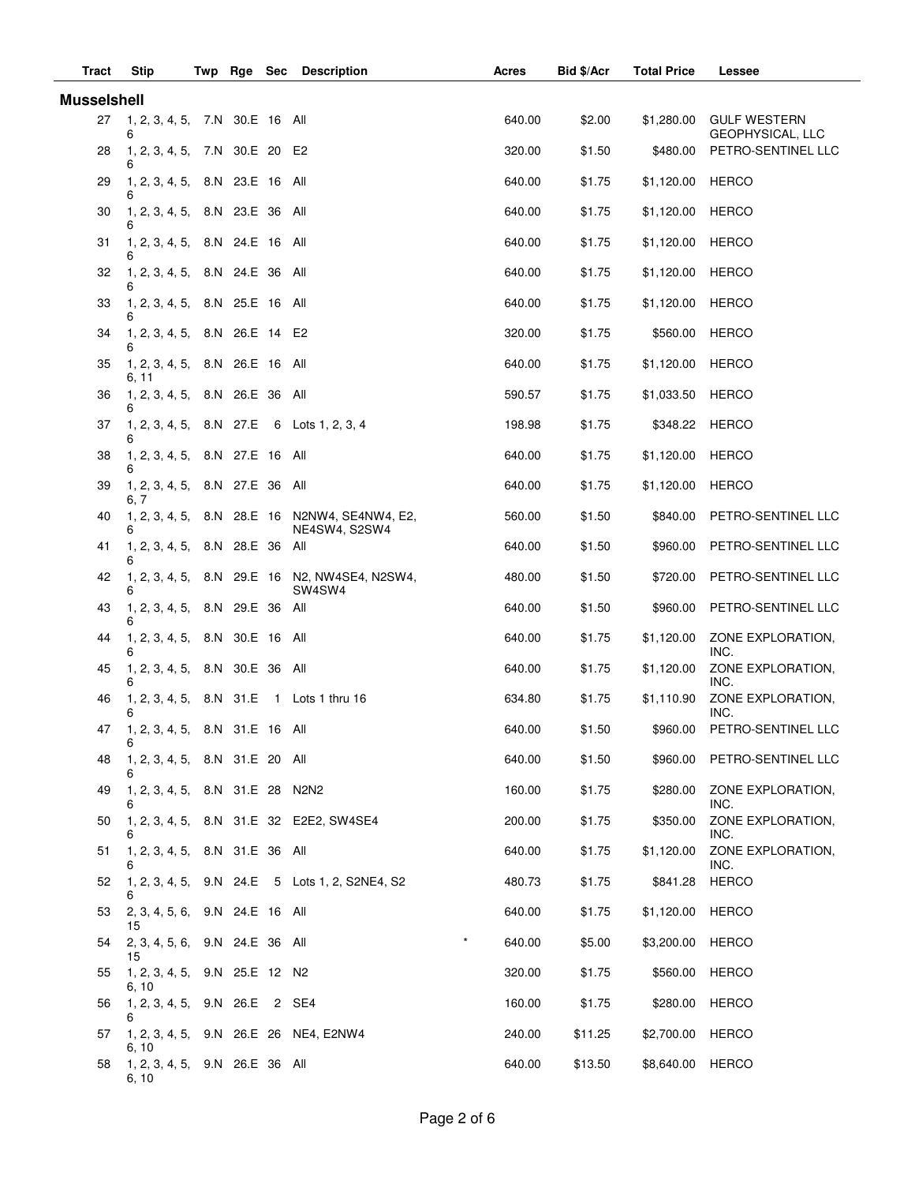| Tract | Stip | Twp | Rge | Sec | Description | | Acres | Bid $/Acr | Total Price | Lessee |
|---|---|---|---|---|---|---|---|---|---|---|
| **Musselshell** | | | | | | | | | | |
| 27 | 1, 2, 3, 4, 5, 6 | 7.N | 30.E | 16 | All | | 640.00 | $2.00 | $1,280.00 | GULF WESTERN GEOPHYSICAL, LLC |
| 28 | 1, 2, 3, 4, 5, 6 | 7.N | 30.E | 20 | E2 | | 320.00 | $1.50 | $480.00 | PETRO-SENTINEL LLC |
| 29 | 1, 2, 3, 4, 5, 6 | 8.N | 23.E | 16 | All | | 640.00 | $1.75 | $1,120.00 | HERCO |
| 30 | 1, 2, 3, 4, 5, 6 | 8.N | 23.E | 36 | All | | 640.00 | $1.75 | $1,120.00 | HERCO |
| 31 | 1, 2, 3, 4, 5, 6 | 8.N | 24.E | 16 | All | | 640.00 | $1.75 | $1,120.00 | HERCO |
| 32 | 1, 2, 3, 4, 5, 6 | 8.N | 24.E | 36 | All | | 640.00 | $1.75 | $1,120.00 | HERCO |
| 33 | 1, 2, 3, 4, 5, 6 | 8.N | 25.E | 16 | All | | 640.00 | $1.75 | $1,120.00 | HERCO |
| 34 | 1, 2, 3, 4, 5, 6 | 8.N | 26.E | 14 | E2 | | 320.00 | $1.75 | $560.00 | HERCO |
| 35 | 1, 2, 3, 4, 5, 6, 11 | 8.N | 26.E | 16 | All | | 640.00 | $1.75 | $1,120.00 | HERCO |
| 36 | 1, 2, 3, 4, 5, 6 | 8.N | 26.E | 36 | All | | 590.57 | $1.75 | $1,033.50 | HERCO |
| 37 | 1, 2, 3, 4, 5, 6 | 8.N | 27.E | 6 | Lots 1, 2, 3, 4 | | 198.98 | $1.75 | $348.22 | HERCO |
| 38 | 1, 2, 3, 4, 5, 6 | 8.N | 27.E | 16 | All | | 640.00 | $1.75 | $1,120.00 | HERCO |
| 39 | 1, 2, 3, 4, 5, 6, 7 | 8.N | 27.E | 36 | All | | 640.00 | $1.75 | $1,120.00 | HERCO |
| 40 | 1, 2, 3, 4, 5, 6 | 8.N | 28.E | 16 | N2NW4, SE4NW4, E2, NE4SW4, S2SW4 | | 560.00 | $1.50 | $840.00 | PETRO-SENTINEL LLC |
| 41 | 1, 2, 3, 4, 5, 6 | 8.N | 28.E | 36 | All | | 640.00 | $1.50 | $960.00 | PETRO-SENTINEL LLC |
| 42 | 1, 2, 3, 4, 5, 6 | 8.N | 29.E | 16 | N2, NW4SE4, N2SW4, SW4SW4 | | 480.00 | $1.50 | $720.00 | PETRO-SENTINEL LLC |
| 43 | 1, 2, 3, 4, 5, 6 | 8.N | 29.E | 36 | All | | 640.00 | $1.50 | $960.00 | PETRO-SENTINEL LLC |
| 44 | 1, 2, 3, 4, 5, 6 | 8.N | 30.E | 16 | All | | 640.00 | $1.75 | $1,120.00 | ZONE EXPLORATION, INC. |
| 45 | 1, 2, 3, 4, 5, 6 | 8.N | 30.E | 36 | All | | 640.00 | $1.75 | $1,120.00 | ZONE EXPLORATION, INC. |
| 46 | 1, 2, 3, 4, 5, 6 | 8.N | 31.E | 1 | Lots 1 thru 16 | | 634.80 | $1.75 | $1,110.90 | ZONE EXPLORATION, INC. |
| 47 | 1, 2, 3, 4, 5, 6 | 8.N | 31.E | 16 | All | | 640.00 | $1.50 | $960.00 | PETRO-SENTINEL LLC |
| 48 | 1, 2, 3, 4, 5, 6 | 8.N | 31.E | 20 | All | | 640.00 | $1.50 | $960.00 | PETRO-SENTINEL LLC |
| 49 | 1, 2, 3, 4, 5, 6 | 8.N | 31.E | 28 | N2N2 | | 160.00 | $1.75 | $280.00 | ZONE EXPLORATION, INC. |
| 50 | 1, 2, 3, 4, 5, 6 | 8.N | 31.E | 32 | E2E2, SW4SE4 | | 200.00 | $1.75 | $350.00 | ZONE EXPLORATION, INC. |
| 51 | 1, 2, 3, 4, 5, 6 | 8.N | 31.E | 36 | All | | 640.00 | $1.75 | $1,120.00 | ZONE EXPLORATION, INC. |
| 52 | 1, 2, 3, 4, 5, 6 | 9.N | 24.E | 5 | Lots 1, 2, S2NE4, S2 | | 480.73 | $1.75 | $841.28 | HERCO |
| 53 | 2, 3, 4, 5, 6, 15 | 9.N | 24.E | 16 | All | | 640.00 | $1.75 | $1,120.00 | HERCO |
| 54 | 2, 3, 4, 5, 6, 15 | 9.N | 24.E | 36 | All | * | 640.00 | $5.00 | $3,200.00 | HERCO |
| 55 | 1, 2, 3, 4, 5, 6, 10 | 9.N | 25.E | 12 | N2 | | 320.00 | $1.75 | $560.00 | HERCO |
| 56 | 1, 2, 3, 4, 5, 6 | 9.N | 26.E | 2 | SE4 | | 160.00 | $1.75 | $280.00 | HERCO |
| 57 | 1, 2, 3, 4, 5, 6, 10 | 9.N | 26.E | 26 | NE4, E2NW4 | | 240.00 | $11.25 | $2,700.00 | HERCO |
| 58 | 1, 2, 3, 4, 5, 6, 10 | 9.N | 26.E | 36 | All | | 640.00 | $13.50 | $8,640.00 | HERCO |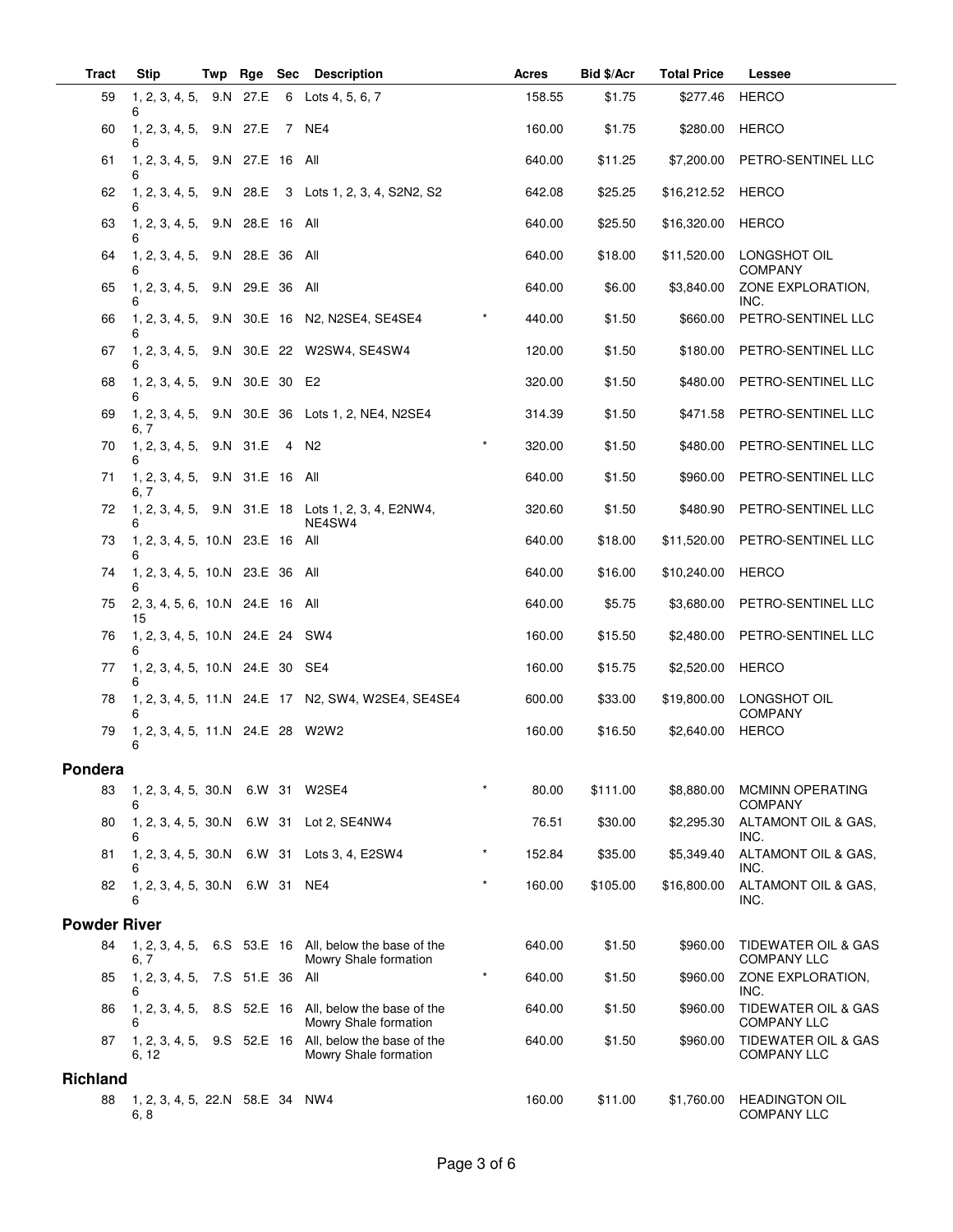| Tract | Stip | Twp | Rge | Sec | Description | | Acres | Bid $/Acr | Total Price | Lessee |
|---|---|---|---|---|---|---|---|---|---|---|
| 59 | 1, 2, 3, 4, 5, 6 | 9.N | 27.E | 6 | Lots 4, 5, 6, 7 | | 158.55 | $1.75 | $277.46 | HERCO |
| 60 | 1, 2, 3, 4, 5, 6 | 9.N | 27.E | 7 | NE4 | | 160.00 | $1.75 | $280.00 | HERCO |
| 61 | 1, 2, 3, 4, 5, 6 | 9.N | 27.E | 16 | All | | 640.00 | $11.25 | $7,200.00 | PETRO-SENTINEL LLC |
| 62 | 1, 2, 3, 4, 5, 6 | 9.N | 28.E | 3 | Lots 1, 2, 3, 4, S2N2, S2 | | 642.08 | $25.25 | $16,212.52 | HERCO |
| 63 | 1, 2, 3, 4, 5, 6 | 9.N | 28.E | 16 | All | | 640.00 | $25.50 | $16,320.00 | HERCO |
| 64 | 1, 2, 3, 4, 5, 6 | 9.N | 28.E | 36 | All | | 640.00 | $18.00 | $11,520.00 | LONGSHOT OIL COMPANY |
| 65 | 1, 2, 3, 4, 5, 6 | 9.N | 29.E | 36 | All | | 640.00 | $6.00 | $3,840.00 | ZONE EXPLORATION, INC. |
| 66 | 1, 2, 3, 4, 5, 6 | 9.N | 30.E | 16 | N2, N2SE4, SE4SE4 | * | 440.00 | $1.50 | $660.00 | PETRO-SENTINEL LLC |
| 67 | 1, 2, 3, 4, 5, 6 | 9.N | 30.E | 22 | W2SW4, SE4SW4 | | 120.00 | $1.50 | $180.00 | PETRO-SENTINEL LLC |
| 68 | 1, 2, 3, 4, 5, 6 | 9.N | 30.E | 30 | E2 | | 320.00 | $1.50 | $480.00 | PETRO-SENTINEL LLC |
| 69 | 1, 2, 3, 4, 5, 6, 7 | 9.N | 30.E | 36 | Lots 1, 2, NE4, N2SE4 | | 314.39 | $1.50 | $471.58 | PETRO-SENTINEL LLC |
| 70 | 1, 2, 3, 4, 5, 6 | 9.N | 31.E | 4 | N2 | * | 320.00 | $1.50 | $480.00 | PETRO-SENTINEL LLC |
| 71 | 1, 2, 3, 4, 5, 6, 7 | 9.N | 31.E | 16 | All | | 640.00 | $1.50 | $960.00 | PETRO-SENTINEL LLC |
| 72 | 1, 2, 3, 4, 5, 6 | 9.N | 31.E | 18 | Lots 1, 2, 3, 4, E2NW4, NE4SW4 | | 320.60 | $1.50 | $480.90 | PETRO-SENTINEL LLC |
| 73 | 1, 2, 3, 4, 5, 6 | 10.N | 23.E | 16 | All | | 640.00 | $18.00 | $11,520.00 | PETRO-SENTINEL LLC |
| 74 | 1, 2, 3, 4, 5, 6 | 10.N | 23.E | 36 | All | | 640.00 | $16.00 | $10,240.00 | HERCO |
| 75 | 2, 3, 4, 5, 6, 15 | 10.N | 24.E | 16 | All | | 640.00 | $5.75 | $3,680.00 | PETRO-SENTINEL LLC |
| 76 | 1, 2, 3, 4, 5, 6 | 10.N | 24.E | 24 | SW4 | | 160.00 | $15.50 | $2,480.00 | PETRO-SENTINEL LLC |
| 77 | 1, 2, 3, 4, 5, 6 | 10.N | 24.E | 30 | SE4 | | 160.00 | $15.75 | $2,520.00 | HERCO |
| 78 | 1, 2, 3, 4, 5, 6 | 11.N | 24.E | 17 | N2, SW4, W2SE4, SE4SE4 | | 600.00 | $33.00 | $19,800.00 | LONGSHOT OIL COMPANY |
| 79 | 1, 2, 3, 4, 5, 6 | 11.N | 24.E | 28 | W2W2 | | 160.00 | $16.50 | $2,640.00 | HERCO |
| **Pondera** | | | | | | | | | | |
| 83 | 1, 2, 3, 4, 5, 6 | 30.N | 6.W | 31 | W2SE4 | * | 80.00 | $111.00 | $8,880.00 | MCMINN OPERATING COMPANY |
| 80 | 1, 2, 3, 4, 5, 6 | 30.N | 6.W | 31 | Lot 2, SE4NW4 | | 76.51 | $30.00 | $2,295.30 | ALTAMONT OIL & GAS, INC. |
| 81 | 1, 2, 3, 4, 5, 6 | 30.N | 6.W | 31 | Lots 3, 4, E2SW4 | * | 152.84 | $35.00 | $5,349.40 | ALTAMONT OIL & GAS, INC. |
| 82 | 1, 2, 3, 4, 5, 6 | 30.N | 6.W | 31 | NE4 | * | 160.00 | $105.00 | $16,800.00 | ALTAMONT OIL & GAS, INC. |
| **Powder River** | | | | | | | | | | |
| 84 | 1, 2, 3, 4, 5, 6, 7 | 6.S | 53.E | 16 | All, below the base of the Mowry Shale formation | | 640.00 | $1.50 | $960.00 | TIDEWATER OIL & GAS COMPANY LLC |
| 85 | 1, 2, 3, 4, 5, 6 | 7.S | 51.E | 36 | All | * | 640.00 | $1.50 | $960.00 | ZONE EXPLORATION, INC. |
| 86 | 1, 2, 3, 4, 5, 6 | 8.S | 52.E | 16 | All, below the base of the Mowry Shale formation | | 640.00 | $1.50 | $960.00 | TIDEWATER OIL & GAS COMPANY LLC |
| 87 | 1, 2, 3, 4, 5, 6, 12 | 9.S | 52.E | 16 | All, below the base of the Mowry Shale formation | | 640.00 | $1.50 | $960.00 | TIDEWATER OIL & GAS COMPANY LLC |
| **Richland** | | | | | | | | | | |
| 88 | 1, 2, 3, 4, 5, 6, 8 | 22.N | 58.E | 34 | NW4 | | 160.00 | $11.00 | $1,760.00 | HEADINGTON OIL COMPANY LLC |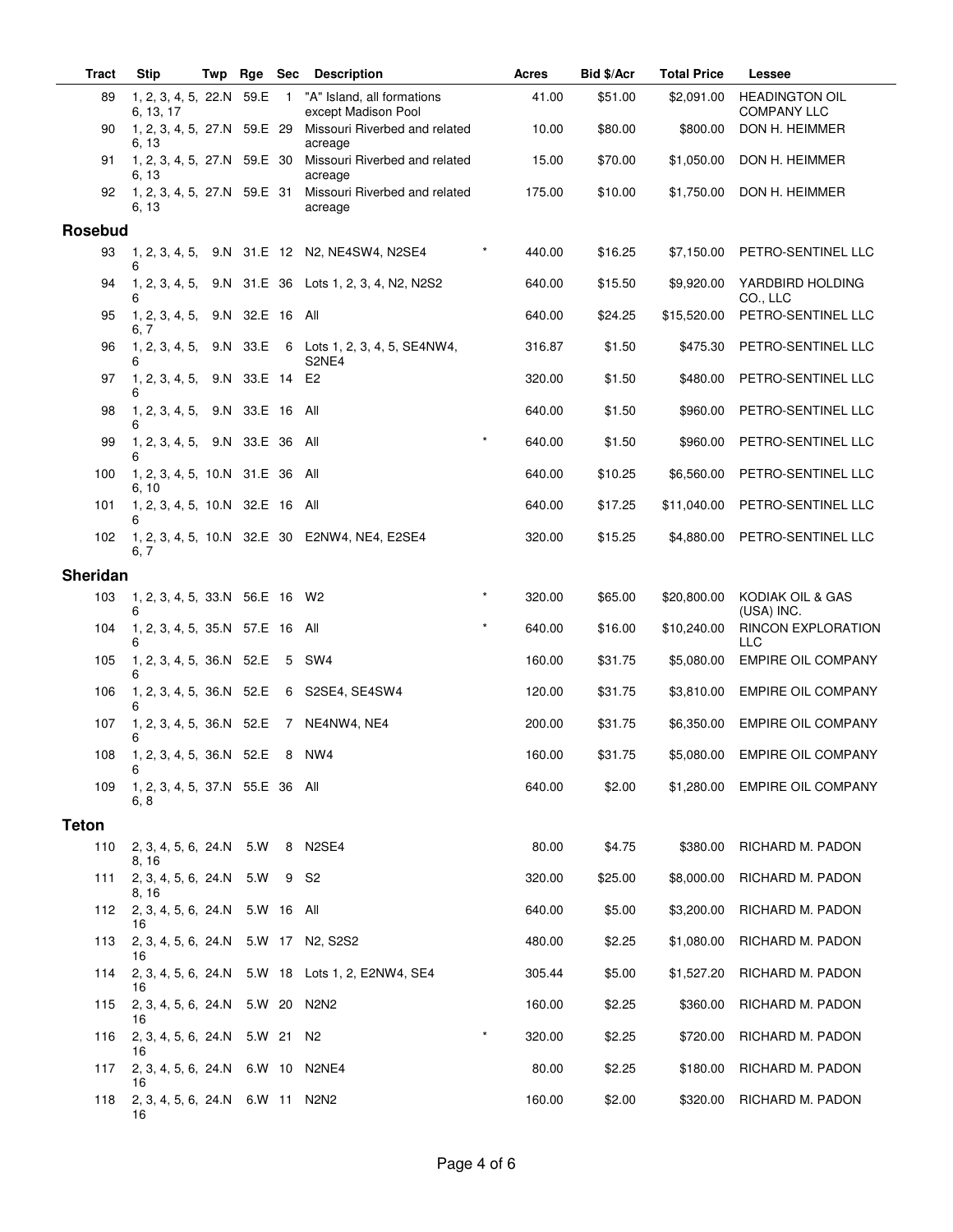| Tract | Stip | Twp | Rge | Sec | Description | | Acres | Bid $/Acr | Total Price | Lessee |
|---|---|---|---|---|---|---|---|---|---|---|
| 89 | 1, 2, 3, 4, 5, 6, 13, 17 | 22.N | 59.E | 1 | "A" Island, all formations except Madison Pool | | 41.00 | $51.00 | $2,091.00 | HEADINGTON OIL COMPANY LLC |
| 90 | 1, 2, 3, 4, 5, 6, 13 | 27.N | 59.E | 29 | Missouri Riverbed and related acreage | | 10.00 | $80.00 | $800.00 | DON H. HEIMMER |
| 91 | 1, 2, 3, 4, 5, 6, 13 | 27.N | 59.E | 30 | Missouri Riverbed and related acreage | | 15.00 | $70.00 | $1,050.00 | DON H. HEIMMER |
| 92 | 1, 2, 3, 4, 5, 6, 13 | 27.N | 59.E | 31 | Missouri Riverbed and related acreage | | 175.00 | $10.00 | $1,750.00 | DON H. HEIMMER |
| **Rosebud** | | | | | | | | | | |
| 93 | 1, 2, 3, 4, 5, 6 | 9.N | 31.E | 12 | N2, NE4SW4, N2SE4 | * | 440.00 | $16.25 | $7,150.00 | PETRO-SENTINEL LLC |
| 94 | 1, 2, 3, 4, 5, 6 | 9.N | 31.E | 36 | Lots 1, 2, 3, 4, N2, N2S2 | | 640.00 | $15.50 | $9,920.00 | YARDBIRD HOLDING CO., LLC |
| 95 | 1, 2, 3, 4, 5, 6, 7 | 9.N | 32.E | 16 | All | | 640.00 | $24.25 | $15,520.00 | PETRO-SENTINEL LLC |
| 96 | 1, 2, 3, 4, 5, 6 | 9.N | 33.E | 6 | Lots 1, 2, 3, 4, 5, SE4NW4, S2NE4 | | 316.87 | $1.50 | $475.30 | PETRO-SENTINEL LLC |
| 97 | 1, 2, 3, 4, 5, 6 | 9.N | 33.E | 14 | E2 | | 320.00 | $1.50 | $480.00 | PETRO-SENTINEL LLC |
| 98 | 1, 2, 3, 4, 5, 6 | 9.N | 33.E | 16 | All | | 640.00 | $1.50 | $960.00 | PETRO-SENTINEL LLC |
| 99 | 1, 2, 3, 4, 5, 6 | 9.N | 33.E | 36 | All | * | 640.00 | $1.50 | $960.00 | PETRO-SENTINEL LLC |
| 100 | 1, 2, 3, 4, 5, 6, 10 | 10.N | 31.E | 36 | All | | 640.00 | $10.25 | $6,560.00 | PETRO-SENTINEL LLC |
| 101 | 1, 2, 3, 4, 5, 6 | 10.N | 32.E | 16 | All | | 640.00 | $17.25 | $11,040.00 | PETRO-SENTINEL LLC |
| 102 | 1, 2, 3, 4, 5, 6, 7 | 10.N | 32.E | 30 | E2NW4, NE4, E2SE4 | | 320.00 | $15.25 | $4,880.00 | PETRO-SENTINEL LLC |
| **Sheridan** | | | | | | | | | | |
| 103 | 1, 2, 3, 4, 5, 6 | 33.N | 56.E | 16 | W2 | * | 320.00 | $65.00 | $20,800.00 | KODIAK OIL & GAS (USA) INC. |
| 104 | 1, 2, 3, 4, 5, 6 | 35.N | 57.E | 16 | All | * | 640.00 | $16.00 | $10,240.00 | RINCON EXPLORATION LLC |
| 105 | 1, 2, 3, 4, 5, 6 | 36.N | 52.E | 5 | SW4 | | 160.00 | $31.75 | $5,080.00 | EMPIRE OIL COMPANY |
| 106 | 1, 2, 3, 4, 5, 6 | 36.N | 52.E | 6 | S2SE4, SE4SW4 | | 120.00 | $31.75 | $3,810.00 | EMPIRE OIL COMPANY |
| 107 | 1, 2, 3, 4, 5, 6 | 36.N | 52.E | 7 | NE4NW4, NE4 | | 200.00 | $31.75 | $6,350.00 | EMPIRE OIL COMPANY |
| 108 | 1, 2, 3, 4, 5, 6 | 36.N | 52.E | 8 | NW4 | | 160.00 | $31.75 | $5,080.00 | EMPIRE OIL COMPANY |
| 109 | 1, 2, 3, 4, 5, 6, 8 | 37.N | 55.E | 36 | All | | 640.00 | $2.00 | $1,280.00 | EMPIRE OIL COMPANY |
| **Teton** | | | | | | | | | | |
| 110 | 2, 3, 4, 5, 6, 8, 16 | 24.N | 5.W | 8 | N2SE4 | | 80.00 | $4.75 | $380.00 | RICHARD M. PADON |
| 111 | 2, 3, 4, 5, 6, 8, 16 | 24.N | 5.W | 9 | S2 | | 320.00 | $25.00 | $8,000.00 | RICHARD M. PADON |
| 112 | 2, 3, 4, 5, 6, 16 | 24.N | 5.W | 16 | All | | 640.00 | $5.00 | $3,200.00 | RICHARD M. PADON |
| 113 | 2, 3, 4, 5, 6, 16 | 24.N | 5.W | 17 | N2, S2S2 | | 480.00 | $2.25 | $1,080.00 | RICHARD M. PADON |
| 114 | 2, 3, 4, 5, 6, 16 | 24.N | 5.W | 18 | Lots 1, 2, E2NW4, SE4 | | 305.44 | $5.00 | $1,527.20 | RICHARD M. PADON |
| 115 | 2, 3, 4, 5, 6, 16 | 24.N | 5.W | 20 | N2N2 | | 160.00 | $2.25 | $360.00 | RICHARD M. PADON |
| 116 | 2, 3, 4, 5, 6, 16 | 24.N | 5.W | 21 | N2 | * | 320.00 | $2.25 | $720.00 | RICHARD M. PADON |
| 117 | 2, 3, 4, 5, 6, 16 | 24.N | 6.W | 10 | N2NE4 | | 80.00 | $2.25 | $180.00 | RICHARD M. PADON |
| 118 | 2, 3, 4, 5, 6, 16 | 24.N | 6.W | 11 | N2N2 | | 160.00 | $2.00 | $320.00 | RICHARD M. PADON |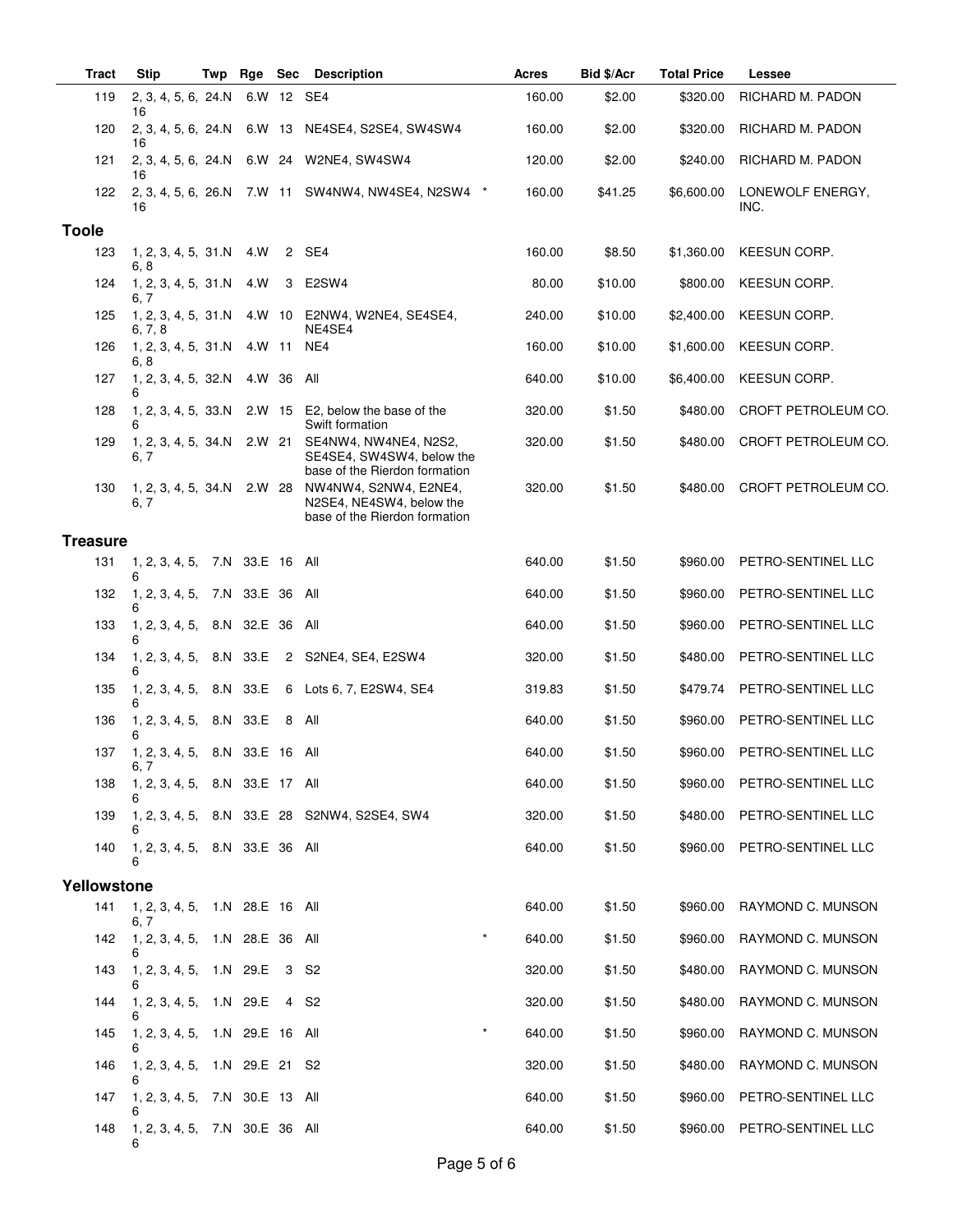| Tract | Stip | Twp | Rge | Sec | Description | | Acres | Bid $/Acr | Total Price | Lessee |
|---|---|---|---|---|---|---|---|---|---|---|
| 119 | 2, 3, 4, 5, 6, 16 | 24.N | 6.W | 12 | SE4 | | 160.00 | $2.00 | $320.00 | RICHARD M. PADON |
| 120 | 2, 3, 4, 5, 6, 16 | 24.N | 6.W | 13 | NE4SE4, S2SE4, SW4SW4 | | 160.00 | $2.00 | $320.00 | RICHARD M. PADON |
| 121 | 2, 3, 4, 5, 6, 16 | 24.N | 6.W | 24 | W2NE4, SW4SW4 | | 120.00 | $2.00 | $240.00 | RICHARD M. PADON |
| 122 | 2, 3, 4, 5, 6, 16 | 26.N | 7.W | 11 | SW4NW4, NW4SE4, N2SW4 | * | 160.00 | $41.25 | $6,600.00 | LONEWOLF ENERGY, INC. |
| **Toole** | | | | | | | | | | |
| 123 | 1, 2, 3, 4, 5, 6, 8 | 31.N | 4.W | 2 | SE4 | | 160.00 | $8.50 | $1,360.00 | KEESUN CORP. |
| 124 | 1, 2, 3, 4, 5, 6, 7 | 31.N | 4.W | 3 | E2SW4 | | 80.00 | $10.00 | $800.00 | KEESUN CORP. |
| 125 | 1, 2, 3, 4, 5, 6, 7, 8 | 31.N | 4.W | 10 | E2NW4, W2NE4, SE4SE4, NE4SE4 | | 240.00 | $10.00 | $2,400.00 | KEESUN CORP. |
| 126 | 1, 2, 3, 4, 5, 6, 8 | 31.N | 4.W | 11 | NE4 | | 160.00 | $10.00 | $1,600.00 | KEESUN CORP. |
| 127 | 1, 2, 3, 4, 5, 6 | 32.N | 4.W | 36 | All | | 640.00 | $10.00 | $6,400.00 | KEESUN CORP. |
| 128 | 1, 2, 3, 4, 5, 6 | 33.N | 2.W | 15 | E2, below the base of the Swift formation | | 320.00 | $1.50 | $480.00 | CROFT PETROLEUM CO. |
| 129 | 1, 2, 3, 4, 5, 6, 7 | 34.N | 2.W | 21 | SE4NW4, NW4NE4, N2S2, SE4SE4, SW4SW4, below the base of the Rierdon formation | | 320.00 | $1.50 | $480.00 | CROFT PETROLEUM CO. |
| 130 | 1, 2, 3, 4, 5, 6, 7 | 34.N | 2.W | 28 | NW4NW4, S2NW4, E2NE4, N2SE4, NE4SW4, below the base of the Rierdon formation | | 320.00 | $1.50 | $480.00 | CROFT PETROLEUM CO. |
| **Treasure** | | | | | | | | | | |
| 131 | 1, 2, 3, 4, 5, 6 | 7.N | 33.E | 16 | All | | 640.00 | $1.50 | $960.00 | PETRO-SENTINEL LLC |
| 132 | 1, 2, 3, 4, 5, 6 | 7.N | 33.E | 36 | All | | 640.00 | $1.50 | $960.00 | PETRO-SENTINEL LLC |
| 133 | 1, 2, 3, 4, 5, 6 | 8.N | 32.E | 36 | All | | 640.00 | $1.50 | $960.00 | PETRO-SENTINEL LLC |
| 134 | 1, 2, 3, 4, 5, 6 | 8.N | 33.E | 2 | S2NE4, SE4, E2SW4 | | 320.00 | $1.50 | $480.00 | PETRO-SENTINEL LLC |
| 135 | 1, 2, 3, 4, 5, 6 | 8.N | 33.E | 6 | Lots 6, 7, E2SW4, SE4 | | 319.83 | $1.50 | $479.74 | PETRO-SENTINEL LLC |
| 136 | 1, 2, 3, 4, 5, 6 | 8.N | 33.E | 8 | All | | 640.00 | $1.50 | $960.00 | PETRO-SENTINEL LLC |
| 137 | 1, 2, 3, 4, 5, 6, 7 | 8.N | 33.E | 16 | All | | 640.00 | $1.50 | $960.00 | PETRO-SENTINEL LLC |
| 138 | 1, 2, 3, 4, 5, 6 | 8.N | 33.E | 17 | All | | 640.00 | $1.50 | $960.00 | PETRO-SENTINEL LLC |
| 139 | 1, 2, 3, 4, 5, 6 | 8.N | 33.E | 28 | S2NW4, S2SE4, SW4 | | 320.00 | $1.50 | $480.00 | PETRO-SENTINEL LLC |
| 140 | 1, 2, 3, 4, 5, 6 | 8.N | 33.E | 36 | All | | 640.00 | $1.50 | $960.00 | PETRO-SENTINEL LLC |
| **Yellowstone** | | | | | | | | | | |
| 141 | 1, 2, 3, 4, 5, 6, 7 | 1.N | 28.E | 16 | All | | 640.00 | $1.50 | $960.00 | RAYMOND C. MUNSON |
| 142 | 1, 2, 3, 4, 5, 6 | 1.N | 28.E | 36 | All | * | 640.00 | $1.50 | $960.00 | RAYMOND C. MUNSON |
| 143 | 1, 2, 3, 4, 5, 6 | 1.N | 29.E | 3 | S2 | | 320.00 | $1.50 | $480.00 | RAYMOND C. MUNSON |
| 144 | 1, 2, 3, 4, 5, 6 | 1.N | 29.E | 4 | S2 | | 320.00 | $1.50 | $480.00 | RAYMOND C. MUNSON |
| 145 | 1, 2, 3, 4, 5, 6 | 1.N | 29.E | 16 | All | * | 640.00 | $1.50 | $960.00 | RAYMOND C. MUNSON |
| 146 | 1, 2, 3, 4, 5, 6 | 1.N | 29.E | 21 | S2 | | 320.00 | $1.50 | $480.00 | RAYMOND C. MUNSON |
| 147 | 1, 2, 3, 4, 5, 6 | 7.N | 30.E | 13 | All | | 640.00 | $1.50 | $960.00 | PETRO-SENTINEL LLC |
| 148 | 1, 2, 3, 4, 5, 6 | 7.N | 30.E | 36 | All | | 640.00 | $1.50 | $960.00 | PETRO-SENTINEL LLC |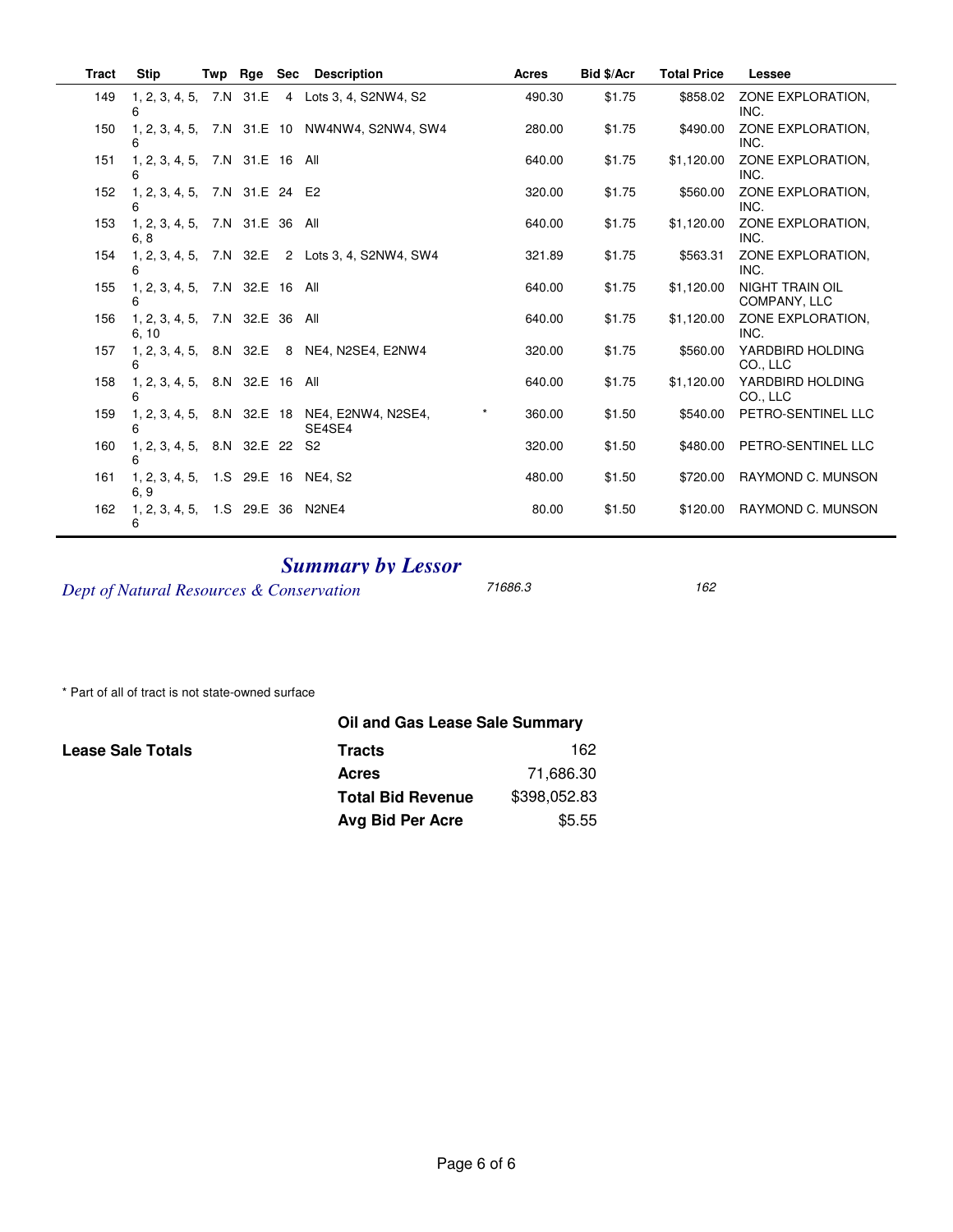| Tract | Stip | Twp | Rge | Sec | Description | | Acres | Bid $/Acr | Total Price | Lessee |
|---|---|---|---|---|---|---|---|---|---|---|
| 149 | 1, 2, 3, 4, 5, 6 | 7.N | 31.E | 4 | Lots 3, 4, S2NW4, S2 | | 490.30 | $1.75 | $858.02 | ZONE EXPLORATION, INC. |
| 150 | 1, 2, 3, 4, 5, 6 | 7.N | 31.E | 10 | NW4NW4, S2NW4, SW4 | | 280.00 | $1.75 | $490.00 | ZONE EXPLORATION, INC. |
| 151 | 1, 2, 3, 4, 5, 6 | 7.N | 31.E | 16 | All | | 640.00 | $1.75 | $1,120.00 | ZONE EXPLORATION, INC. |
| 152 | 1, 2, 3, 4, 5, 6 | 7.N | 31.E | 24 | E2 | | 320.00 | $1.75 | $560.00 | ZONE EXPLORATION, INC. |
| 153 | 1, 2, 3, 4, 5, 6, 8 | 7.N | 31.E | 36 | All | | 640.00 | $1.75 | $1,120.00 | ZONE EXPLORATION, INC. |
| 154 | 1, 2, 3, 4, 5, 6 | 7.N | 32.E | 2 | Lots 3, 4, S2NW4, SW4 | | 321.89 | $1.75 | $563.31 | ZONE EXPLORATION, INC. |
| 155 | 1, 2, 3, 4, 5, 6 | 7.N | 32.E | 16 | All | | 640.00 | $1.75 | $1,120.00 | NIGHT TRAIN OIL COMPANY, LLC |
| 156 | 1, 2, 3, 4, 5, 6, 10 | 7.N | 32.E | 36 | All | | 640.00 | $1.75 | $1,120.00 | ZONE EXPLORATION, INC. |
| 157 | 1, 2, 3, 4, 5, 6 | 8.N | 32.E | 8 | NE4, N2SE4, E2NW4 | | 320.00 | $1.75 | $560.00 | YARDBIRD HOLDING CO., LLC |
| 158 | 1, 2, 3, 4, 5, 6 | 8.N | 32.E | 16 | All | | 640.00 | $1.75 | $1,120.00 | YARDBIRD HOLDING CO., LLC |
| 159 | 1, 2, 3, 4, 5, 6 | 8.N | 32.E | 18 | NE4, E2NW4, N2SE4, SE4SE4 | * | 360.00 | $1.50 | $540.00 | PETRO-SENTINEL LLC |
| 160 | 1, 2, 3, 4, 5, 6 | 8.N | 32.E | 22 | S2 | | 320.00 | $1.50 | $480.00 | PETRO-SENTINEL LLC |
| 161 | 1, 2, 3, 4, 5, 6, 9 | 1.S | 29.E | 16 | NE4, S2 | | 480.00 | $1.50 | $720.00 | RAYMOND C. MUNSON |
| 162 | 1, 2, 3, 4, 5, 6 | 1.S | 29.E | 36 | N2NE4 | | 80.00 | $1.50 | $120.00 | RAYMOND C. MUNSON |

## *Summary by Lessor*

| | | |
|---|---|---|
| *Dept of Natural Resources & Conservation* | *71686.3* | *162* |

\* Part of all of tract is not state-owned surface

### Oil and Gas Lease Sale Summary

**Lease Sale Totals**

| | |
|---|---|
| **Tracts** | 162 |
| **Acres** | 71,686.30 |
| **Total Bid Revenue** | $398,052.83 |
| **Avg Bid Per Acre** | $5.55 |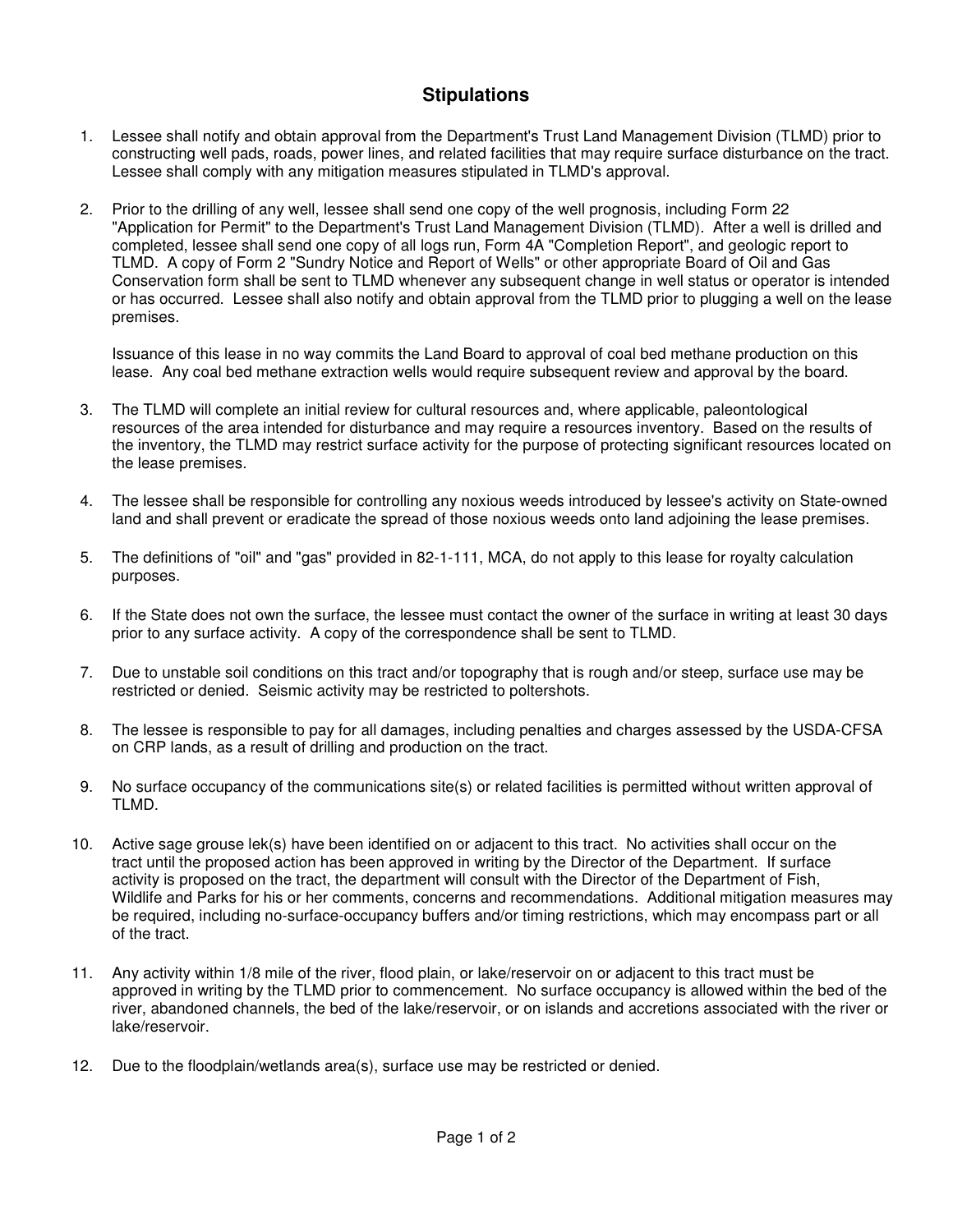## Stipulations

1. Lessee shall notify and obtain approval from the Department's Trust Land Management Division (TLMD) prior to constructing well pads, roads, power lines, and related facilities that may require surface disturbance on the tract. Lessee shall comply with any mitigation measures stipulated in TLMD's approval.

2. Prior to the drilling of any well, lessee shall send one copy of the well prognosis, including Form 22 "Application for Permit" to the Department's Trust Land Management Division (TLMD). After a well is drilled and completed, lessee shall send one copy of all logs run, Form 4A "Completion Report", and geologic report to TLMD. A copy of Form 2 "Sundry Notice and Report of Wells" or other appropriate Board of Oil and Gas Conservation form shall be sent to TLMD whenever any subsequent change in well status or operator is intended or has occurred. Lessee shall also notify and obtain approval from the TLMD prior to plugging a well on the lease premises.

   Issuance of this lease in no way commits the Land Board to approval of coal bed methane production on this lease. Any coal bed methane extraction wells would require subsequent review and approval by the board.

3. The TLMD will complete an initial review for cultural resources and, where applicable, paleontological resources of the area intended for disturbance and may require a resources inventory. Based on the results of the inventory, the TLMD may restrict surface activity for the purpose of protecting significant resources located on the lease premises.

4. The lessee shall be responsible for controlling any noxious weeds introduced by lessee's activity on State-owned land and shall prevent or eradicate the spread of those noxious weeds onto land adjoining the lease premises.

5. The definitions of "oil" and "gas" provided in 82-1-111, MCA, do not apply to this lease for royalty calculation purposes.

6. If the State does not own the surface, the lessee must contact the owner of the surface in writing at least 30 days prior to any surface activity. A copy of the correspondence shall be sent to TLMD.

7. Due to unstable soil conditions on this tract and/or topography that is rough and/or steep, surface use may be restricted or denied. Seismic activity may be restricted to poltershots.

8. The lessee is responsible to pay for all damages, including penalties and charges assessed by the USDA-CFSA on CRP lands, as a result of drilling and production on the tract.

9. No surface occupancy of the communications site(s) or related facilities is permitted without written approval of TLMD.

10. Active sage grouse lek(s) have been identified on or adjacent to this tract. No activities shall occur on the tract until the proposed action has been approved in writing by the Director of the Department. If surface activity is proposed on the tract, the department will consult with the Director of the Department of Fish, Wildlife and Parks for his or her comments, concerns and recommendations. Additional mitigation measures may be required, including no-surface-occupancy buffers and/or timing restrictions, which may encompass part or all of the tract.

11. Any activity within 1/8 mile of the river, flood plain, or lake/reservoir on or adjacent to this tract must be approved in writing by the TLMD prior to commencement. No surface occupancy is allowed within the bed of the river, abandoned channels, the bed of the lake/reservoir, or on islands and accretions associated with the river or lake/reservoir.

12. Due to the floodplain/wetlands area(s), surface use may be restricted or denied.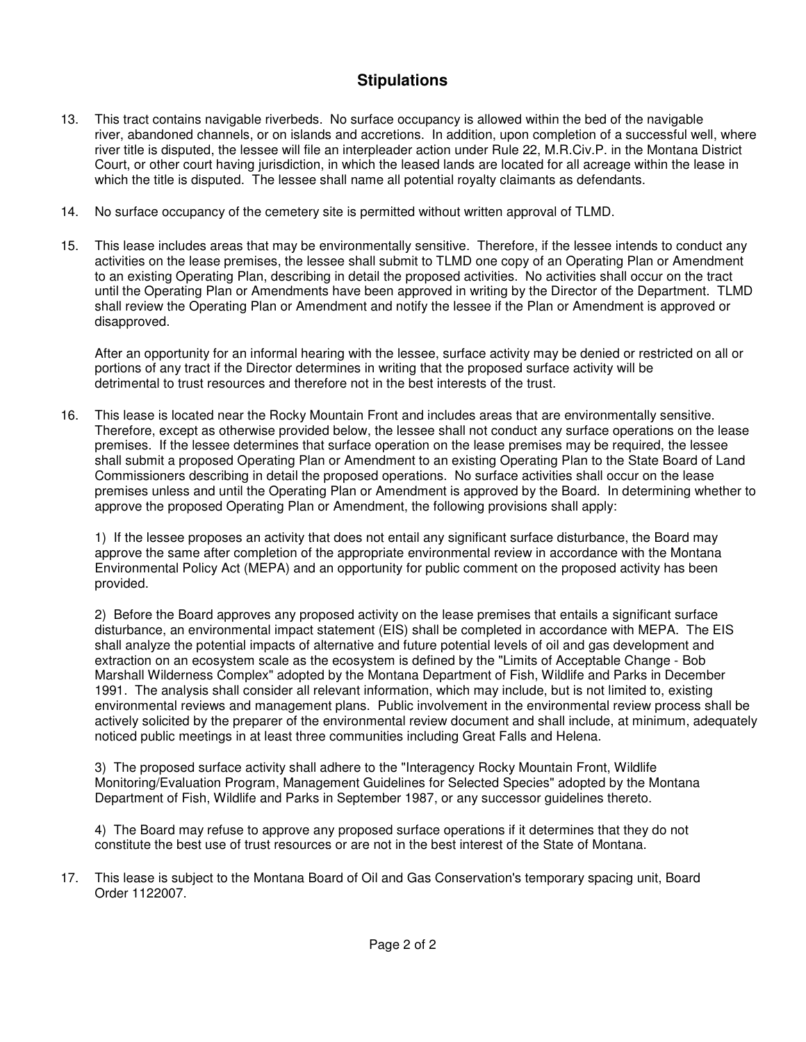## Stipulations

13. This tract contains navigable riverbeds. No surface occupancy is allowed within the bed of the navigable river, abandoned channels, or on islands and accretions. In addition, upon completion of a successful well, where river title is disputed, the lessee will file an interpleader action under Rule 22, M.R.Civ.P. in the Montana District Court, or other court having jurisdiction, in which the leased lands are located for all acreage within the lease in which the title is disputed. The lessee shall name all potential royalty claimants as defendants.

14. No surface occupancy of the cemetery site is permitted without written approval of TLMD.

15. This lease includes areas that may be environmentally sensitive. Therefore, if the lessee intends to conduct any activities on the lease premises, the lessee shall submit to TLMD one copy of an Operating Plan or Amendment to an existing Operating Plan, describing in detail the proposed activities. No activities shall occur on the tract until the Operating Plan or Amendments have been approved in writing by the Director of the Department. TLMD shall review the Operating Plan or Amendment and notify the lessee if the Plan or Amendment is approved or disapproved.

    After an opportunity for an informal hearing with the lessee, surface activity may be denied or restricted on all or portions of any tract if the Director determines in writing that the proposed surface activity will be detrimental to trust resources and therefore not in the best interests of the trust.

16. This lease is located near the Rocky Mountain Front and includes areas that are environmentally sensitive. Therefore, except as otherwise provided below, the lessee shall not conduct any surface operations on the lease premises. If the lessee determines that surface operation on the lease premises may be required, the lessee shall submit a proposed Operating Plan or Amendment to an existing Operating Plan to the State Board of Land Commissioners describing in detail the proposed operations. No surface activities shall occur on the lease premises unless and until the Operating Plan or Amendment is approved by the Board. In determining whether to approve the proposed Operating Plan or Amendment, the following provisions shall apply:

    1) If the lessee proposes an activity that does not entail any significant surface disturbance, the Board may approve the same after completion of the appropriate environmental review in accordance with the Montana Environmental Policy Act (MEPA) and an opportunity for public comment on the proposed activity has been provided.

    2) Before the Board approves any proposed activity on the lease premises that entails a significant surface disturbance, an environmental impact statement (EIS) shall be completed in accordance with MEPA. The EIS shall analyze the potential impacts of alternative and future potential levels of oil and gas development and extraction on an ecosystem scale as the ecosystem is defined by the "Limits of Acceptable Change - Bob Marshall Wilderness Complex" adopted by the Montana Department of Fish, Wildlife and Parks in December 1991. The analysis shall consider all relevant information, which may include, but is not limited to, existing environmental reviews and management plans. Public involvement in the environmental review process shall be actively solicited by the preparer of the environmental review document and shall include, at minimum, adequately noticed public meetings in at least three communities including Great Falls and Helena.

    3) The proposed surface activity shall adhere to the "Interagency Rocky Mountain Front, Wildlife Monitoring/Evaluation Program, Management Guidelines for Selected Species" adopted by the Montana Department of Fish, Wildlife and Parks in September 1987, or any successor guidelines thereto.

    4) The Board may refuse to approve any proposed surface operations if it determines that they do not constitute the best use of trust resources or are not in the best interest of the State of Montana.

17. This lease is subject to the Montana Board of Oil and Gas Conservation's temporary spacing unit, Board Order 1122007.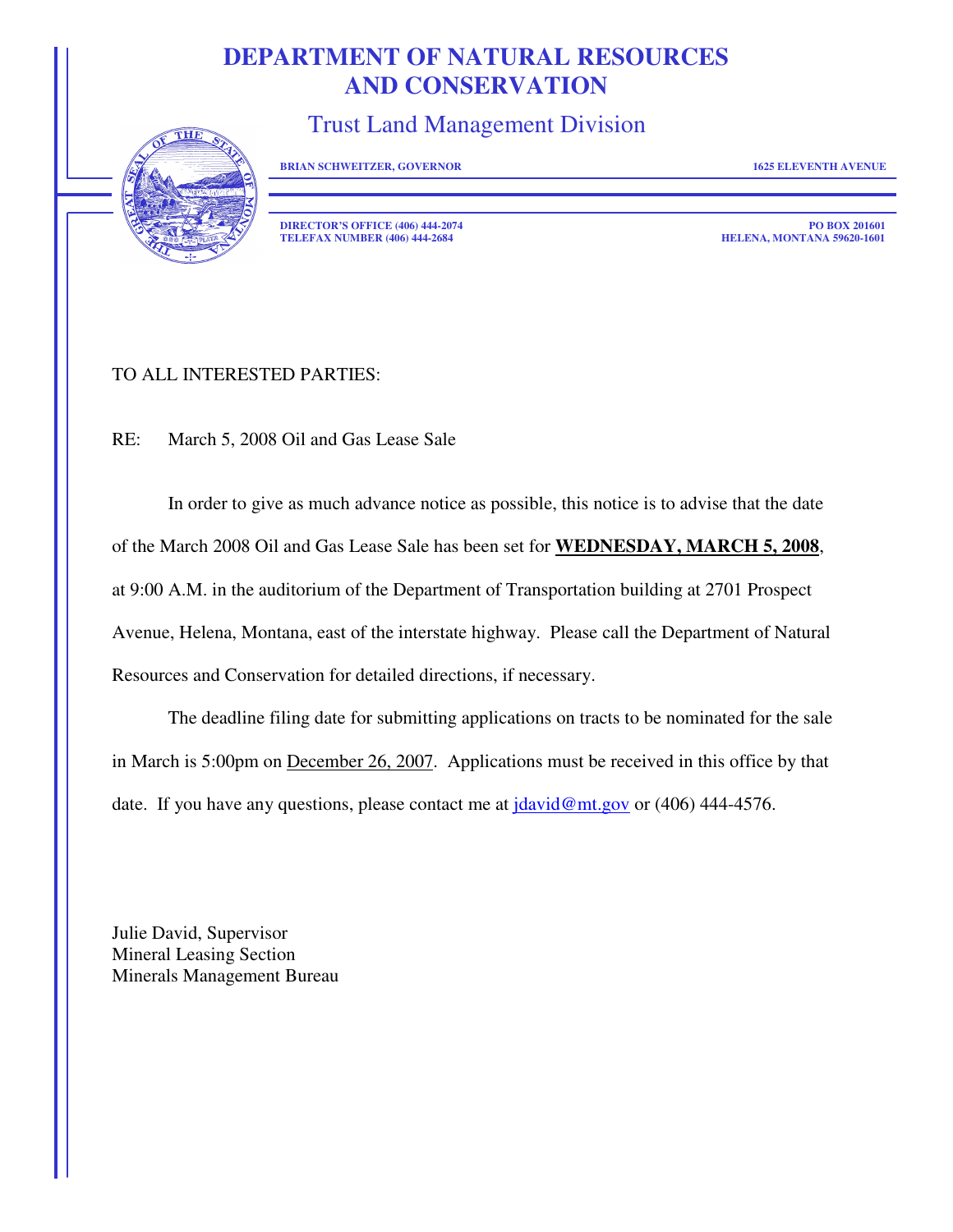# DEPARTMENT OF NATURAL RESOURCES AND CONSERVATION

## Trust Land Management Division

**BRIAN SCHWEITZER, GOVERNOR** **1625 ELEVENTH AVENUE**

**DIRECTOR'S OFFICE (406) 444-2074**
**TELEFAX NUMBER (406) 444-2684**

**PO BOX 201601**
**HELENA, MONTANA 59620-1601**

TO ALL INTERESTED PARTIES:

RE: March 5, 2008 Oil and Gas Lease Sale

In order to give as much advance notice as possible, this notice is to advise that the date of the March 2008 Oil and Gas Lease Sale has been set for **WEDNESDAY, MARCH 5, 2008**, at 9:00 A.M. in the auditorium of the Department of Transportation building at 2701 Prospect Avenue, Helena, Montana, east of the interstate highway. Please call the Department of Natural Resources and Conservation for detailed directions, if necessary.

The deadline filing date for submitting applications on tracts to be nominated for the sale in March is 5:00pm on December 26, 2007. Applications must be received in this office by that date. If you have any questions, please contact me at jdavid@mt.gov or (406) 444-4576.

Julie David, Supervisor
Mineral Leasing Section
Minerals Management Bureau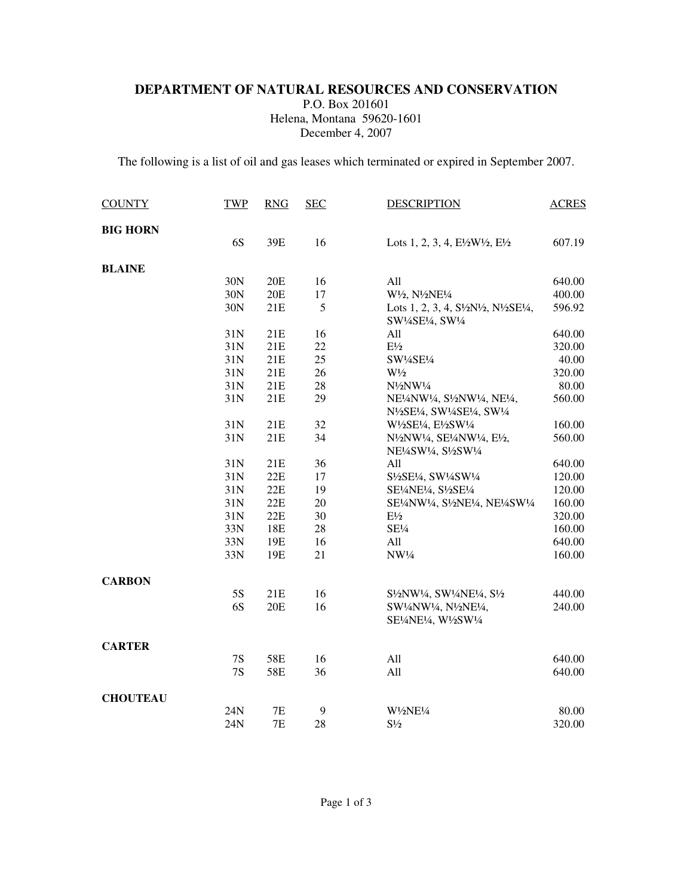**DEPARTMENT OF NATURAL RESOURCES AND CONSERVATION**
P.O. Box 201601
Helena, Montana 59620-1601
December 4, 2007

The following is a list of oil and gas leases which terminated or expired in September 2007.

| COUNTY | TWP | RNG | SEC | DESCRIPTION | ACRES |
|---|---|---|---|---|---|
| **BIG HORN** | | | | | |
| | 6S | 39E | 16 | Lots 1, 2, 3, 4, E½W½, E½ | 607.19 |
| **BLAINE** | | | | | |
| | 30N | 20E | 16 | All | 640.00 |
| | 30N | 20E | 17 | W½, N½NE¼ | 400.00 |
| | 30N | 21E | 5 | Lots 1, 2, 3, 4, S½N½, N½SE¼, SW¼SE¼, SW¼ | 596.92 |
| | 31N | 21E | 16 | All | 640.00 |
| | 31N | 21E | 22 | E½ | 320.00 |
| | 31N | 21E | 25 | SW¼SE¼ | 40.00 |
| | 31N | 21E | 26 | W½ | 320.00 |
| | 31N | 21E | 28 | N½NW¼ | 80.00 |
| | 31N | 21E | 29 | NE¼NW¼, S½NW¼, NE¼, N½SE¼, SW¼SE¼, SW¼ | 560.00 |
| | 31N | 21E | 32 | W½SE¼, E½SW¼ | 160.00 |
| | 31N | 21E | 34 | N½NW¼, SE¼NW¼, E½, NE¼SW¼, S½SW¼ | 560.00 |
| | 31N | 21E | 36 | All | 640.00 |
| | 31N | 22E | 17 | S½SE¼, SW¼SW¼ | 120.00 |
| | 31N | 22E | 19 | SE¼NE¼, S½SE¼ | 120.00 |
| | 31N | 22E | 20 | SE¼NW¼, S½NE¼, NE¼SW¼ | 160.00 |
| | 31N | 22E | 30 | E½ | 320.00 |
| | 33N | 18E | 28 | SE¼ | 160.00 |
| | 33N | 19E | 16 | All | 640.00 |
| | 33N | 19E | 21 | NW¼ | 160.00 |
| **CARBON** | | | | | |
| | 5S | 21E | 16 | S½NW¼, SW¼NE¼, S½ | 440.00 |
| | 6S | 20E | 16 | SW¼NW¼, N½NE¼, SE¼NE¼, W½SW¼ | 240.00 |
| **CARTER** | | | | | |
| | 7S | 58E | 16 | All | 640.00 |
| | 7S | 58E | 36 | All | 640.00 |
| **CHOUTEAU** | | | | | |
| | 24N | 7E | 9 | W½NE¼ | 80.00 |
| | 24N | 7E | 28 | S½ | 320.00 |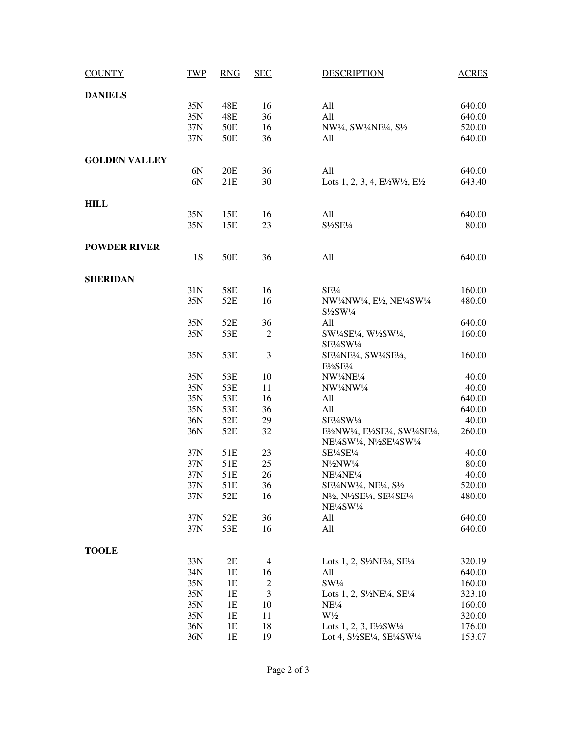| COUNTY | TWP | RNG | SEC | DESCRIPTION | ACRES |
|---|---|---|---|---|---|
| **DANIELS** | | | | | |
| | 35N | 48E | 16 | All | 640.00 |
| | 35N | 48E | 36 | All | 640.00 |
| | 37N | 50E | 16 | NW¼, SW¼NE¼, S½ | 520.00 |
| | 37N | 50E | 36 | All | 640.00 |
| **GOLDEN VALLEY** | | | | | |
| | 6N | 20E | 36 | All | 640.00 |
| | 6N | 21E | 30 | Lots 1, 2, 3, 4, E½W½, E½ | 643.40 |
| **HILL** | | | | | |
| | 35N | 15E | 16 | All | 640.00 |
| | 35N | 15E | 23 | S½SE¼ | 80.00 |
| **POWDER RIVER** | | | | | |
| | 1S | 50E | 36 | All | 640.00 |
| **SHERIDAN** | | | | | |
| | 31N | 58E | 16 | SE¼ | 160.00 |
| | 35N | 52E | 16 | NW¼NW¼, E½, NE¼SW¼ S½SW¼ | 480.00 |
| | 35N | 52E | 36 | All | 640.00 |
| | 35N | 53E | 2 | SW¼SE¼, W½SW¼, SE¼SW¼ | 160.00 |
| | 35N | 53E | 3 | SE¼NE¼, SW¼SE¼, E½SE¼ | 160.00 |
| | 35N | 53E | 10 | NW¼NE¼ | 40.00 |
| | 35N | 53E | 11 | NW¼NW¼ | 40.00 |
| | 35N | 53E | 16 | All | 640.00 |
| | 35N | 53E | 36 | All | 640.00 |
| | 36N | 52E | 29 | SE¼SW¼ | 40.00 |
| | 36N | 52E | 32 | E½NW¼, E½SE¼, SW¼SE¼, NE¼SW¼, N½SE¼SW¼ | 260.00 |
| | 37N | 51E | 23 | SE¼SE¼ | 40.00 |
| | 37N | 51E | 25 | N½NW¼ | 80.00 |
| | 37N | 51E | 26 | NE¼NE¼ | 40.00 |
| | 37N | 51E | 36 | SE¼NW¼, NE¼, S½ | 520.00 |
| | 37N | 52E | 16 | N½, N½SE¼, SE¼SE¼ NE¼SW¼ | 480.00 |
| | 37N | 52E | 36 | All | 640.00 |
| | 37N | 53E | 16 | All | 640.00 |
| **TOOLE** | | | | | |
| | 33N | 2E | 4 | Lots 1, 2, S½NE¼, SE¼ | 320.19 |
| | 34N | 1E | 16 | All | 640.00 |
| | 35N | 1E | 2 | SW¼ | 160.00 |
| | 35N | 1E | 3 | Lots 1, 2, S½NE¼, SE¼ | 323.10 |
| | 35N | 1E | 10 | NE¼ | 160.00 |
| | 35N | 1E | 11 | W½ | 320.00 |
| | 36N | 1E | 18 | Lots 1, 2, 3, E½SW¼ | 176.00 |
| | 36N | 1E | 19 | Lot 4, S½SE¼, SE¼SW¼ | 153.07 |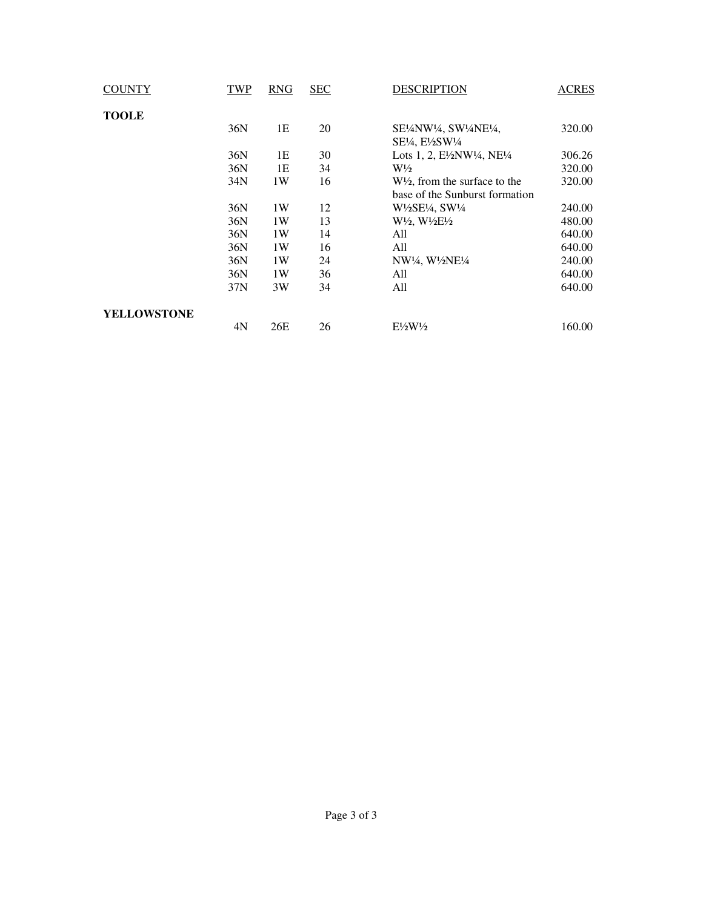| COUNTY | TWP | RNG | SEC | DESCRIPTION | ACRES |
| --- | --- | --- | --- | --- | --- |
| **TOOLE** | | | | | |
| | 36N | 1E | 20 | SE¼NW¼, SW¼NE¼, SE¼, E½SW¼ | 320.00 |
| | 36N | 1E | 30 | Lots 1, 2, E½NW¼, NE¼ | 306.26 |
| | 36N | 1E | 34 | W½ | 320.00 |
| | 34N | 1W | 16 | W½, from the surface to the base of the Sunburst formation | 320.00 |
| | 36N | 1W | 12 | W½SE¼, SW¼ | 240.00 |
| | 36N | 1W | 13 | W½, W½E½ | 480.00 |
| | 36N | 1W | 14 | All | 640.00 |
| | 36N | 1W | 16 | All | 640.00 |
| | 36N | 1W | 24 | NW¼, W½NE¼ | 240.00 |
| | 36N | 1W | 36 | All | 640.00 |
| | 37N | 3W | 34 | All | 640.00 |
| **YELLOWSTONE** | | | | | |
| | 4N | 26E | 26 | E½W½ | 160.00 |